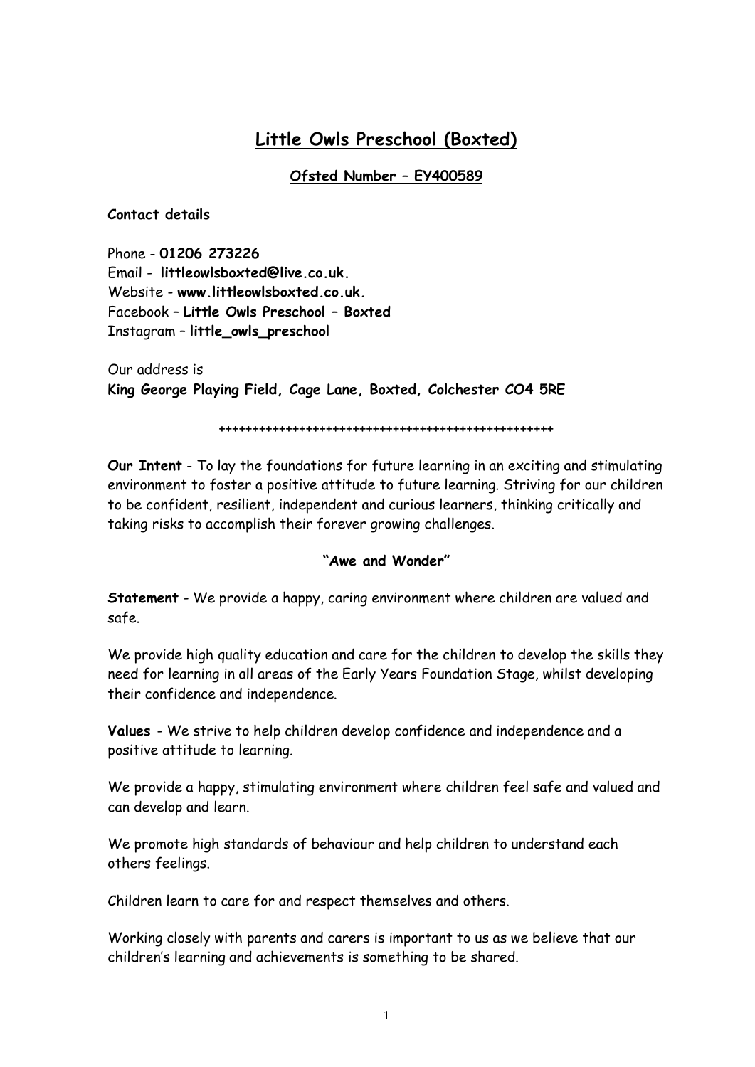# Little Owls Preschool (Boxted)

## Ofsted Number – EY400589

**Contact details**

Phone - **01206 273226**
Email - **littleowlsboxted@live.co.uk.**
Website - **www.littleowlsboxted.co.uk.**
Facebook – **Little Owls Preschool – Boxted**
Instagram – **little_owls_preschool**

Our address is
**King George Playing Field, Cage Lane, Boxted, Colchester CO4 5RE**

++++++++++++++++++++++++++++++++++++++++++++++++++++

**Our Intent** - To lay the foundations for future learning in an exciting and stimulating environment to foster a positive attitude to future learning. Striving for our children to be confident, resilient, independent and curious learners, thinking critically and taking risks to accomplish their forever growing challenges.

**"Awe and Wonder"**

**Statement** - We provide a happy, caring environment where children are valued and safe.

We provide high quality education and care for the children to develop the skills they need for learning in all areas of the Early Years Foundation Stage, whilst developing their confidence and independence.

**Values** - We strive to help children develop confidence and independence and a positive attitude to learning.

We provide a happy, stimulating environment where children feel safe and valued and can develop and learn.

We promote high standards of behaviour and help children to understand each others feelings.

Children learn to care for and respect themselves and others.

Working closely with parents and carers is important to us as we believe that our children's learning and achievements is something to be shared.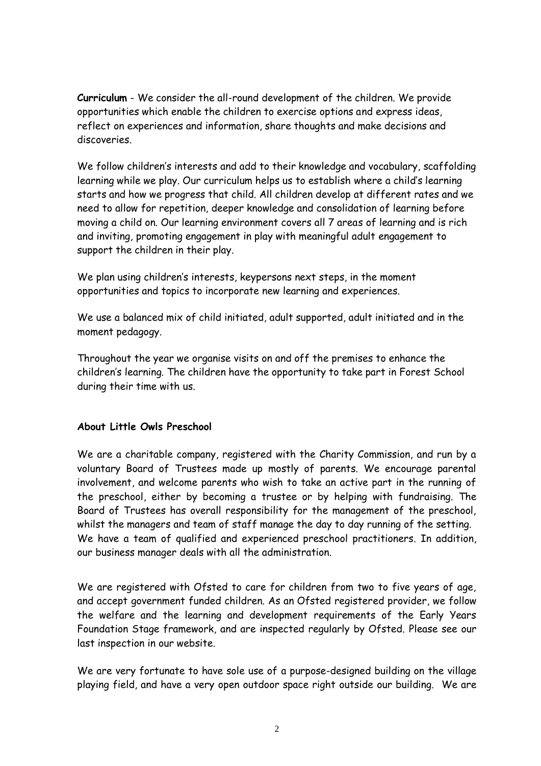**Curriculum** - We consider the all-round development of the children. We provide opportunities which enable the children to exercise options and express ideas, reflect on experiences and information, share thoughts and make decisions and discoveries.

We follow children's interests and add to their knowledge and vocabulary, scaffolding learning while we play. Our curriculum helps us to establish where a child's learning starts and how we progress that child. All children develop at different rates and we need to allow for repetition, deeper knowledge and consolidation of learning before moving a child on. Our learning environment covers all 7 areas of learning and is rich and inviting, promoting engagement in play with meaningful adult engagement to support the children in their play.

We plan using children's interests, keypersons next steps, in the moment opportunities and topics to incorporate new learning and experiences.

We use a balanced mix of child initiated, adult supported, adult initiated and in the moment pedagogy.

Throughout the year we organise visits on and off the premises to enhance the children's learning. The children have the opportunity to take part in Forest School during their time with us.

**About Little Owls Preschool**

We are a charitable company, registered with the Charity Commission, and run by a voluntary Board of Trustees made up mostly of parents. We encourage parental involvement, and welcome parents who wish to take an active part in the running of the preschool, either by becoming a trustee or by helping with fundraising. The Board of Trustees has overall responsibility for the management of the preschool, whilst the managers and team of staff manage the day to day running of the setting. We have a team of qualified and experienced preschool practitioners. In addition, our business manager deals with all the administration.

We are registered with Ofsted to care for children from two to five years of age, and accept government funded children. As an Ofsted registered provider, we follow the welfare and the learning and development requirements of the Early Years Foundation Stage framework, and are inspected regularly by Ofsted. Please see our last inspection in our website.

We are very fortunate to have sole use of a purpose-designed building on the village playing field, and have a very open outdoor space right outside our building. We are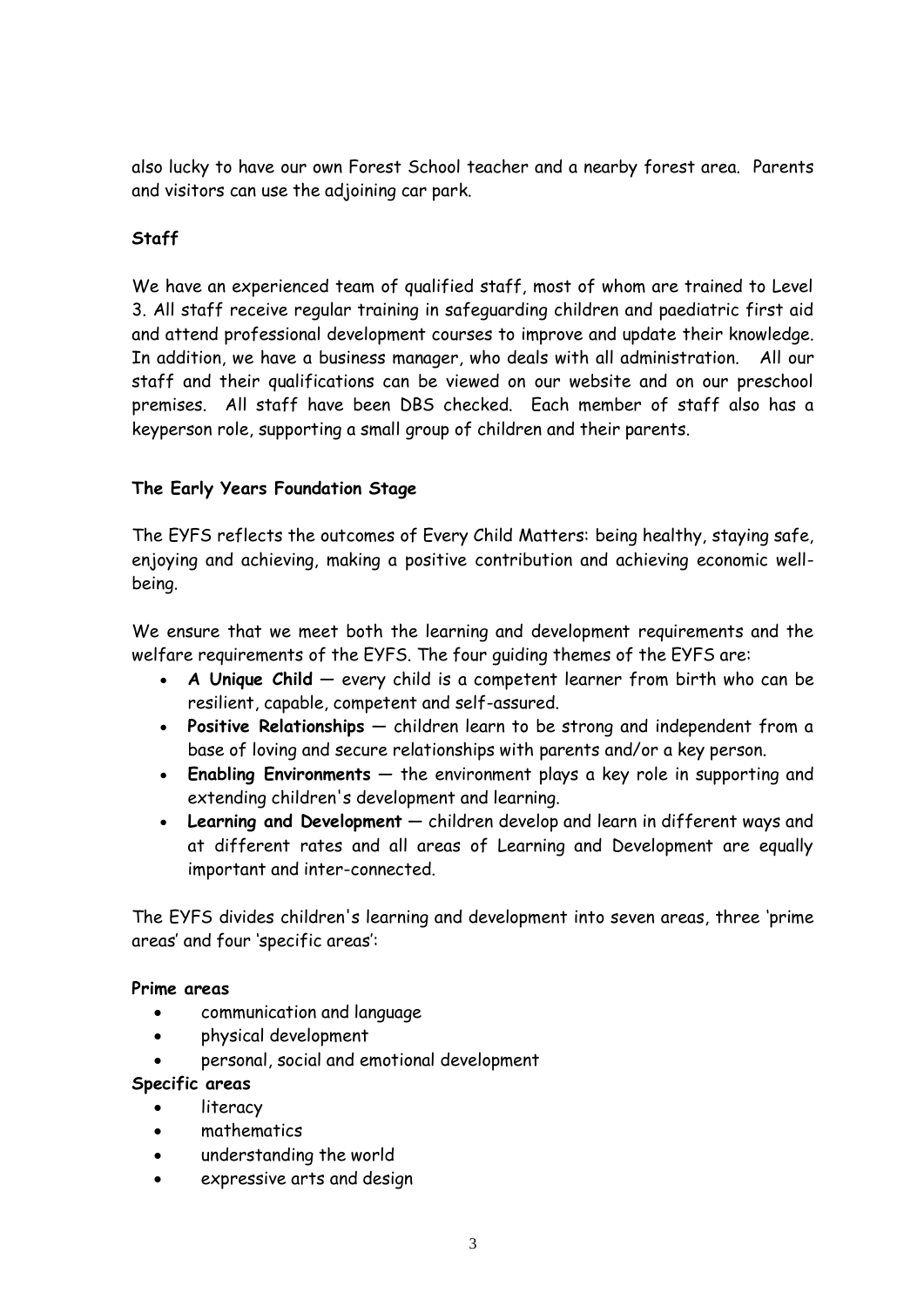also lucky to have our own Forest School teacher and a nearby forest area. Parents and visitors can use the adjoining car park.

**Staff**

We have an experienced team of qualified staff, most of whom are trained to Level 3. All staff receive regular training in safeguarding children and paediatric first aid and attend professional development courses to improve and update their knowledge. In addition, we have a business manager, who deals with all administration. All our staff and their qualifications can be viewed on our website and on our preschool premises. All staff have been DBS checked. Each member of staff also has a keyperson role, supporting a small group of children and their parents.

**The Early Years Foundation Stage**

The EYFS reflects the outcomes of Every Child Matters: being healthy, staying safe, enjoying and achieving, making a positive contribution and achieving economic well-being.

We ensure that we meet both the learning and development requirements and the welfare requirements of the EYFS. The four guiding themes of the EYFS are:

- **A Unique Child** — every child is a competent learner from birth who can be resilient, capable, competent and self-assured.
- **Positive Relationships** — children learn to be strong and independent from a base of loving and secure relationships with parents and/or a key person.
- **Enabling Environments** — the environment plays a key role in supporting and extending children's development and learning.
- **Learning and Development** — children develop and learn in different ways and at different rates and all areas of Learning and Development are equally important and inter-connected.

The EYFS divides children's learning and development into seven areas, three 'prime areas' and four 'specific areas':

**Prime areas**

- communication and language
- physical development
- personal, social and emotional development

**Specific areas**

- literacy
- mathematics
- understanding the world
- expressive arts and design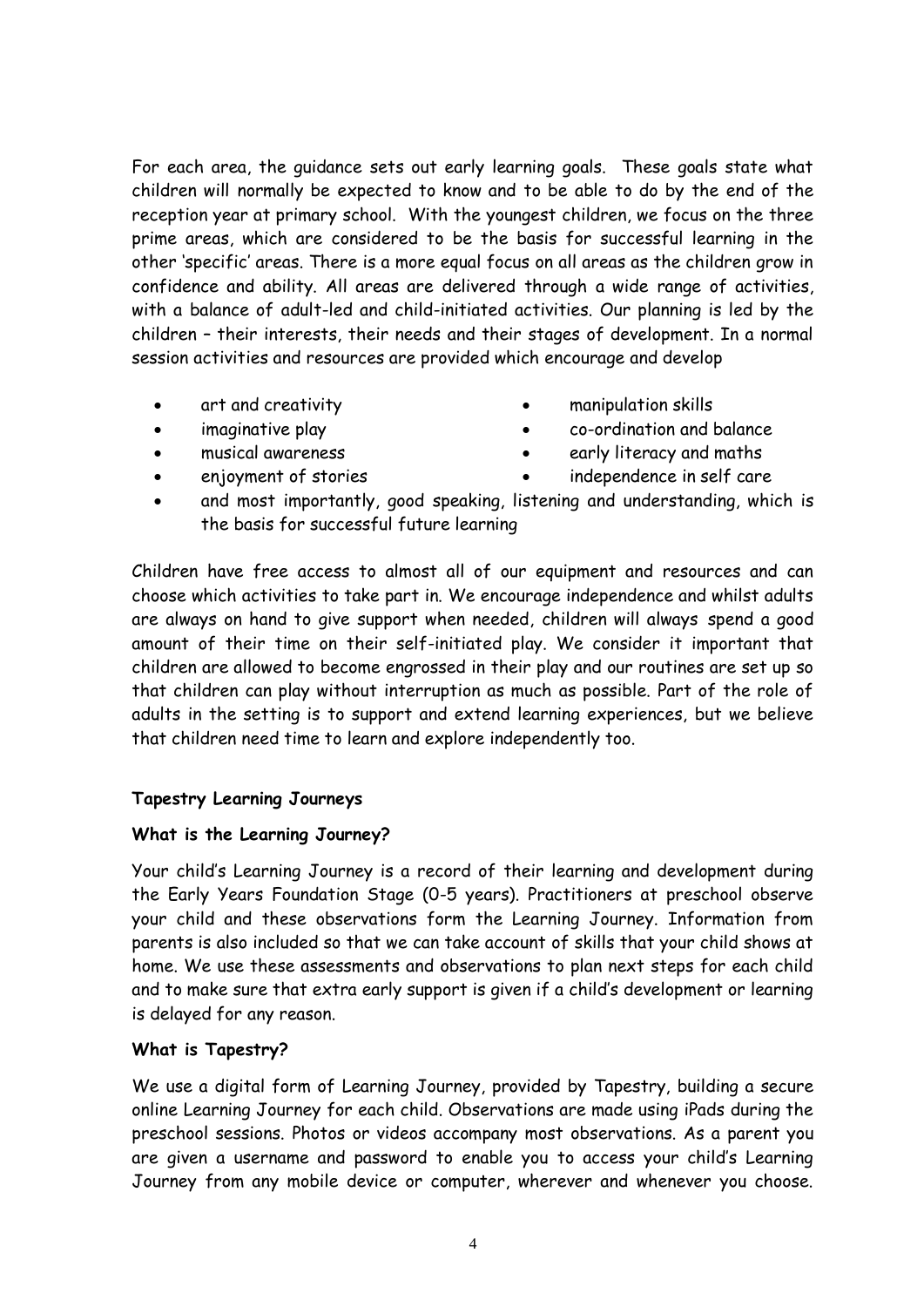For each area, the guidance sets out early learning goals. These goals state what children will normally be expected to know and to be able to do by the end of the reception year at primary school. With the youngest children, we focus on the three prime areas, which are considered to be the basis for successful learning in the other 'specific' areas. There is a more equal focus on all areas as the children grow in confidence and ability. All areas are delivered through a wide range of activities, with a balance of adult-led and child-initiated activities. Our planning is led by the children – their interests, their needs and their stages of development. In a normal session activities and resources are provided which encourage and develop

- art and creativity
- imaginative play
- musical awareness
- enjoyment of stories
- manipulation skills
- co-ordination and balance
- early literacy and maths
- independence in self care
- and most importantly, good speaking, listening and understanding, which is the basis for successful future learning

Children have free access to almost all of our equipment and resources and can choose which activities to take part in. We encourage independence and whilst adults are always on hand to give support when needed, children will always spend a good amount of their time on their self-initiated play. We consider it important that children are allowed to become engrossed in their play and our routines are set up so that children can play without interruption as much as possible. Part of the role of adults in the setting is to support and extend learning experiences, but we believe that children need time to learn and explore independently too.

**Tapestry Learning Journeys**

**What is the Learning Journey?**

Your child's Learning Journey is a record of their learning and development during the Early Years Foundation Stage (0-5 years). Practitioners at preschool observe your child and these observations form the Learning Journey. Information from parents is also included so that we can take account of skills that your child shows at home. We use these assessments and observations to plan next steps for each child and to make sure that extra early support is given if a child's development or learning is delayed for any reason.

**What is Tapestry?**

We use a digital form of Learning Journey, provided by Tapestry, building a secure online Learning Journey for each child. Observations are made using iPads during the preschool sessions. Photos or videos accompany most observations. As a parent you are given a username and password to enable you to access your child's Learning Journey from any mobile device or computer, wherever and whenever you choose.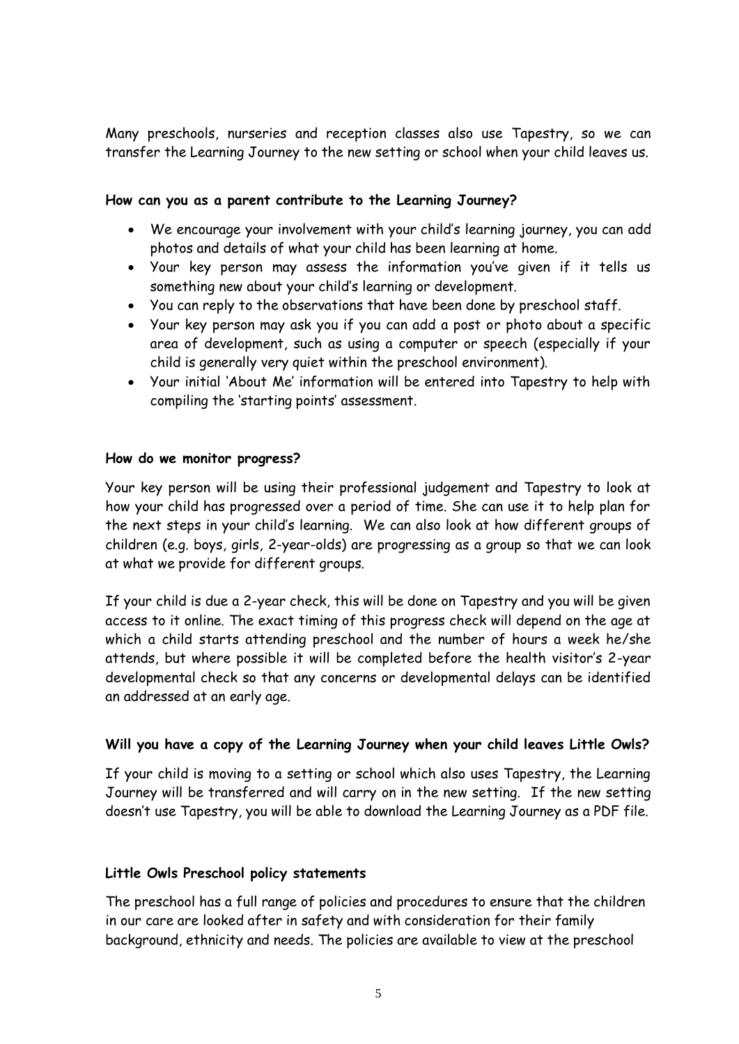Many preschools, nurseries and reception classes also use Tapestry, so we can transfer the Learning Journey to the new setting or school when your child leaves us.

**How can you as a parent contribute to the Learning Journey?**

- We encourage your involvement with your child's learning journey, you can add photos and details of what your child has been learning at home.
- Your key person may assess the information you've given if it tells us something new about your child's learning or development.
- You can reply to the observations that have been done by preschool staff.
- Your key person may ask you if you can add a post or photo about a specific area of development, such as using a computer or speech (especially if your child is generally very quiet within the preschool environment).
- Your initial 'About Me' information will be entered into Tapestry to help with compiling the 'starting points' assessment.

**How do we monitor progress?**

Your key person will be using their professional judgement and Tapestry to look at how your child has progressed over a period of time. She can use it to help plan for the next steps in your child's learning. We can also look at how different groups of children (e.g. boys, girls, 2-year-olds) are progressing as a group so that we can look at what we provide for different groups.

If your child is due a 2-year check, this will be done on Tapestry and you will be given access to it online. The exact timing of this progress check will depend on the age at which a child starts attending preschool and the number of hours a week he/she attends, but where possible it will be completed before the health visitor's 2-year developmental check so that any concerns or developmental delays can be identified an addressed at an early age.

**Will you have a copy of the Learning Journey when your child leaves Little Owls?**

If your child is moving to a setting or school which also uses Tapestry, the Learning Journey will be transferred and will carry on in the new setting. If the new setting doesn't use Tapestry, you will be able to download the Learning Journey as a PDF file.

**Little Owls Preschool policy statements**

The preschool has a full range of policies and procedures to ensure that the children in our care are looked after in safety and with consideration for their family background, ethnicity and needs. The policies are available to view at the preschool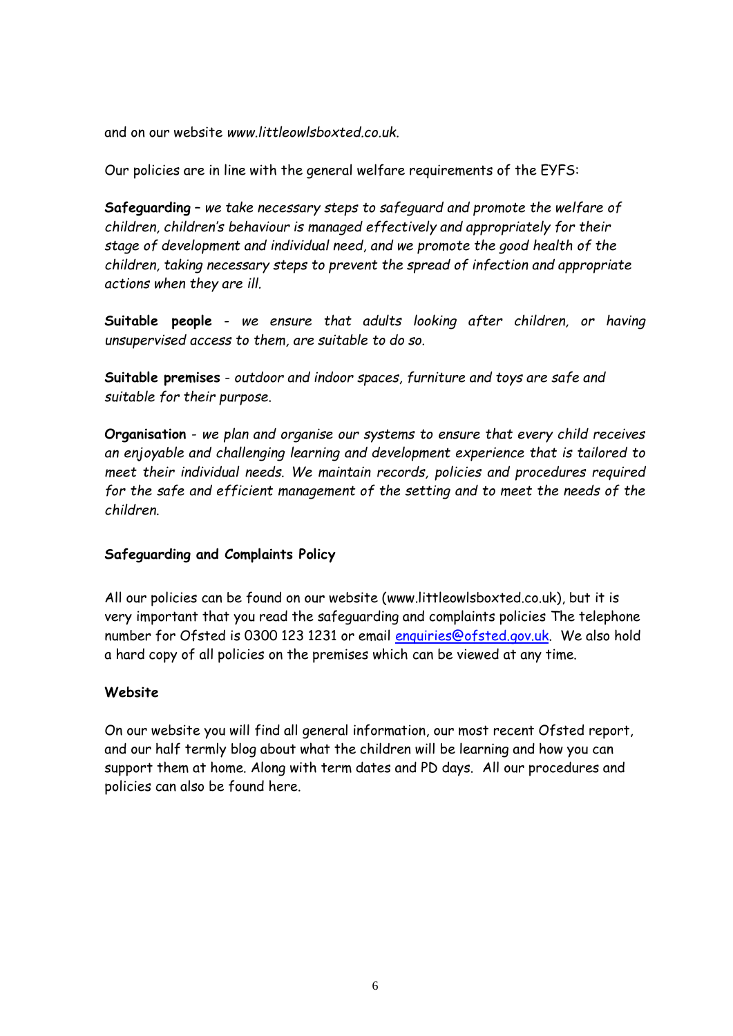and on our website *www.littleowlsboxted.co.uk.*

Our policies are in line with the general welfare requirements of the EYFS:

**Safeguarding** – *we take necessary steps to safeguard and promote the welfare of children, children's behaviour is managed effectively and appropriately for their stage of development and individual need, and we promote the good health of the children, taking necessary steps to prevent the spread of infection and appropriate actions when they are ill.*

**Suitable people** - *we ensure that adults looking after children, or having unsupervised access to them, are suitable to do so.*

**Suitable premises** - *outdoor and indoor spaces, furniture and toys are safe and suitable for their purpose.*

**Organisation** - *we plan and organise our systems to ensure that every child receives an enjoyable and challenging learning and development experience that is tailored to meet their individual needs. We maintain records, policies and procedures required for the safe and efficient management of the setting and to meet the needs of the children.*

**Safeguarding and Complaints Policy**

All our policies can be found on our website (www.littleowlsboxted.co.uk), but it is very important that you read the safeguarding and complaints policies The telephone number for Ofsted is 0300 123 1231 or email enquiries@ofsted.gov.uk. We also hold a hard copy of all policies on the premises which can be viewed at any time.

**Website**

On our website you will find all general information, our most recent Ofsted report, and our half termly blog about what the children will be learning and how you can support them at home. Along with term dates and PD days. All our procedures and policies can also be found here.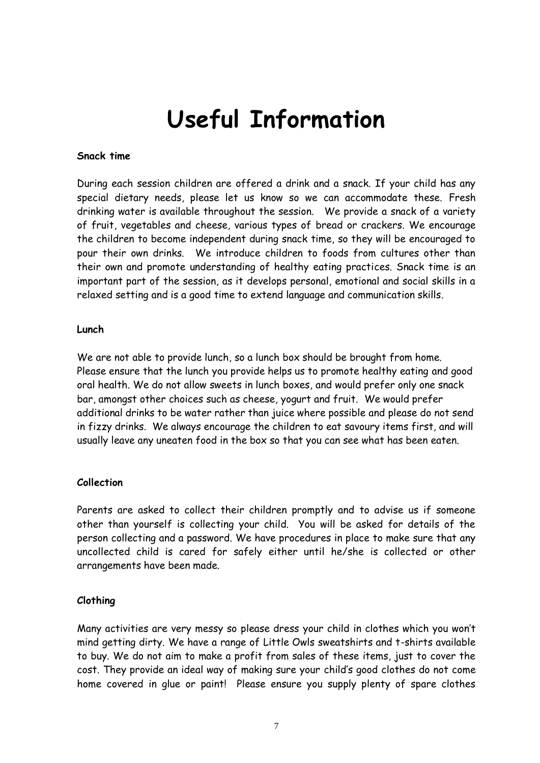# Useful Information

**Snack time**

During each session children are offered a drink and a snack. If your child has any special dietary needs, please let us know so we can accommodate these. Fresh drinking water is available throughout the session. We provide a snack of a variety of fruit, vegetables and cheese, various types of bread or crackers. We encourage the children to become independent during snack time, so they will be encouraged to pour their own drinks. We introduce children to foods from cultures other than their own and promote understanding of healthy eating practices. Snack time is an important part of the session, as it develops personal, emotional and social skills in a relaxed setting and is a good time to extend language and communication skills.

**Lunch**

We are not able to provide lunch, so a lunch box should be brought from home. Please ensure that the lunch you provide helps us to promote healthy eating and good oral health. We do not allow sweets in lunch boxes, and would prefer only one snack bar, amongst other choices such as cheese, yogurt and fruit. We would prefer additional drinks to be water rather than juice where possible and please do not send in fizzy drinks. We always encourage the children to eat savoury items first, and will usually leave any uneaten food in the box so that you can see what has been eaten.

**Collection**

Parents are asked to collect their children promptly and to advise us if someone other than yourself is collecting your child. You will be asked for details of the person collecting and a password. We have procedures in place to make sure that any uncollected child is cared for safely either until he/she is collected or other arrangements have been made.

**Clothing**

Many activities are very messy so please dress your child in clothes which you won't mind getting dirty. We have a range of Little Owls sweatshirts and t-shirts available to buy. We do not aim to make a profit from sales of these items, just to cover the cost. They provide an ideal way of making sure your child's good clothes do not come home covered in glue or paint! Please ensure you supply plenty of spare clothes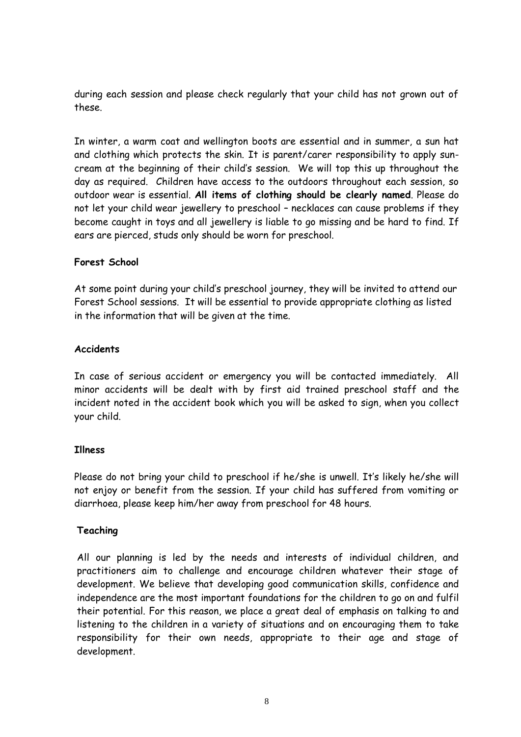during each session and please check regularly that your child has not grown out of these.

In winter, a warm coat and wellington boots are essential and in summer, a sun hat and clothing which protects the skin. It is parent/carer responsibility to apply sun-cream at the beginning of their child's session. We will top this up throughout the day as required. Children have access to the outdoors throughout each session, so outdoor wear is essential. **All items of clothing should be clearly named**. Please do not let your child wear jewellery to preschool – necklaces can cause problems if they become caught in toys and all jewellery is liable to go missing and be hard to find. If ears are pierced, studs only should be worn for preschool.

**Forest School**

At some point during your child's preschool journey, they will be invited to attend our Forest School sessions. It will be essential to provide appropriate clothing as listed in the information that will be given at the time.

**Accidents**

In case of serious accident or emergency you will be contacted immediately. All minor accidents will be dealt with by first aid trained preschool staff and the incident noted in the accident book which you will be asked to sign, when you collect your child.

**Illness**

Please do not bring your child to preschool if he/she is unwell. It's likely he/she will not enjoy or benefit from the session. If your child has suffered from vomiting or diarrhoea, please keep him/her away from preschool for 48 hours.

**Teaching**

All our planning is led by the needs and interests of individual children, and practitioners aim to challenge and encourage children whatever their stage of development. We believe that developing good communication skills, confidence and independence are the most important foundations for the children to go on and fulfil their potential. For this reason, we place a great deal of emphasis on talking to and listening to the children in a variety of situations and on encouraging them to take responsibility for their own needs, appropriate to their age and stage of development.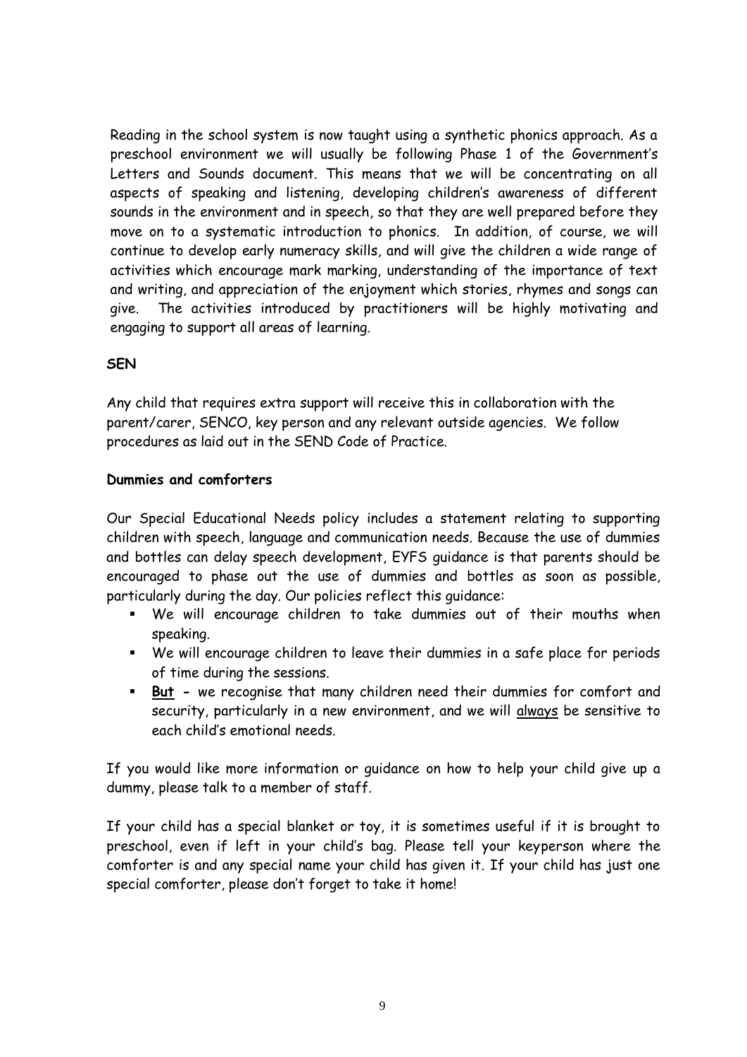Reading in the school system is now taught using a synthetic phonics approach. As a preschool environment we will usually be following Phase 1 of the Government's Letters and Sounds document. This means that we will be concentrating on all aspects of speaking and listening, developing children's awareness of different sounds in the environment and in speech, so that they are well prepared before they move on to a systematic introduction to phonics. In addition, of course, we will continue to develop early numeracy skills, and will give the children a wide range of activities which encourage mark marking, understanding of the importance of text and writing, and appreciation of the enjoyment which stories, rhymes and songs can give. The activities introduced by practitioners will be highly motivating and engaging to support all areas of learning.

**SEN**

Any child that requires extra support will receive this in collaboration with the parent/carer, SENCO, key person and any relevant outside agencies. We follow procedures as laid out in the SEND Code of Practice.

**Dummies and comforters**

Our Special Educational Needs policy includes a statement relating to supporting children with speech, language and communication needs. Because the use of dummies and bottles can delay speech development, EYFS guidance is that parents should be encouraged to phase out the use of dummies and bottles as soon as possible, particularly during the day. Our policies reflect this guidance:

- We will encourage children to take dummies out of their mouths when speaking.
- We will encourage children to leave their dummies in a safe place for periods of time during the sessions.
- **But** - we recognise that many children need their dummies for comfort and security, particularly in a new environment, and we will always be sensitive to each child's emotional needs.

If you would like more information or guidance on how to help your child give up a dummy, please talk to a member of staff.

If your child has a special blanket or toy, it is sometimes useful if it is brought to preschool, even if left in your child's bag. Please tell your keyperson where the comforter is and any special name your child has given it. If your child has just one special comforter, please don't forget to take it home!